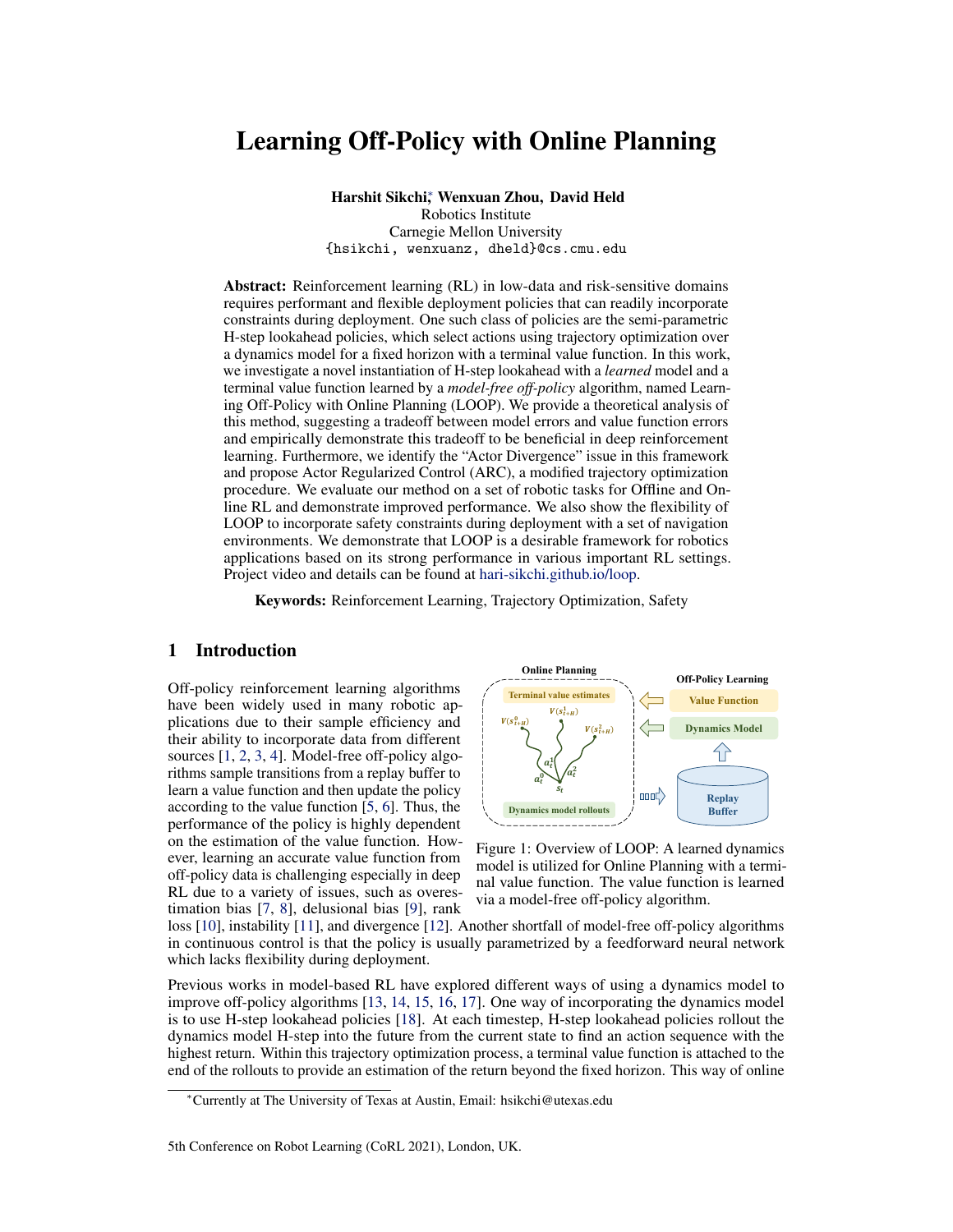# Learning Off-Policy with Online Planning

**Harshit Sikchi**[*] **Wenxuan Zhou, David Held**
Robotics Institute
Carnegie Mellon University
{hsikchi, wenxuanz, dheld}@cs.cmu.edu

**Abstract:** Reinforcement learning (RL) in low-data and risk-sensitive domains requires performant and flexible deployment policies that can readily incorporate constraints during deployment. One such class of policies are the semi-parametric H-step lookahead policies, which select actions using trajectory optimization over a dynamics model for a fixed horizon with a terminal value function. In this work, we investigate a novel instantiation of H-step lookahead with a *learned* model and a terminal value function learned by a *model-free off-policy* algorithm, named Learning Off-Policy with Online Planning (LOOP). We provide a theoretical analysis of this method, suggesting a tradeoff between model errors and value function errors and empirically demonstrate this tradeoff to be beneficial in deep reinforcement learning. Furthermore, we identify the "Actor Divergence" issue in this framework and propose Actor Regularized Control (ARC), a modified trajectory optimization procedure. We evaluate our method on a set of robotic tasks for Offline and Online RL and demonstrate improved performance. We also show the flexibility of LOOP to incorporate safety constraints during deployment with a set of navigation environments. We demonstrate that LOOP is a desirable framework for robotics applications based on its strong performance in various important RL settings. Project video and details can be found at hari-sikchi.github.io/loop.

**Keywords:** Reinforcement Learning, Trajectory Optimization, Safety

## 1 Introduction

Off-policy reinforcement learning algorithms have been widely used in many robotic applications due to their sample efficiency and their ability to incorporate data from different sources [1, 2, 3, 4]. Model-free off-policy algorithms sample transitions from a replay buffer to learn a value function and then update the policy according to the value function [5, 6]. Thus, the performance of the policy is highly dependent on the estimation of the value function. However, learning an accurate value function from off-policy data is challenging especially in deep RL due to a variety of issues, such as overestimation bias [7, 8], delusional bias [9], rank loss [10], instability [11], and divergence [12]. Another shortfall of model-free off-policy algorithms in continuous control is that the policy is usually parametrized by a feedforward neural network which lacks flexibility during deployment.

Figure 1: Overview of LOOP: A learned dynamics model is utilized for Online Planning with a terminal value function. The value function is learned via a model-free off-policy algorithm.

Previous works in model-based RL have explored different ways of using a dynamics model to improve off-policy algorithms [13, 14, 15, 16, 17]. One way of incorporating the dynamics model is to use H-step lookahead policies [18]. At each timestep, H-step lookahead policies rollout the dynamics model H-step into the future from the current state to find an action sequence with the highest return. Within this trajectory optimization process, a terminal value function is attached to the end of the rollouts to provide an estimation of the return beyond the fixed horizon. This way of online

[*]Currently at The University of Texas at Austin, Email: hsikchi@utexas.edu

5th Conference on Robot Learning (CoRL 2021), London, UK.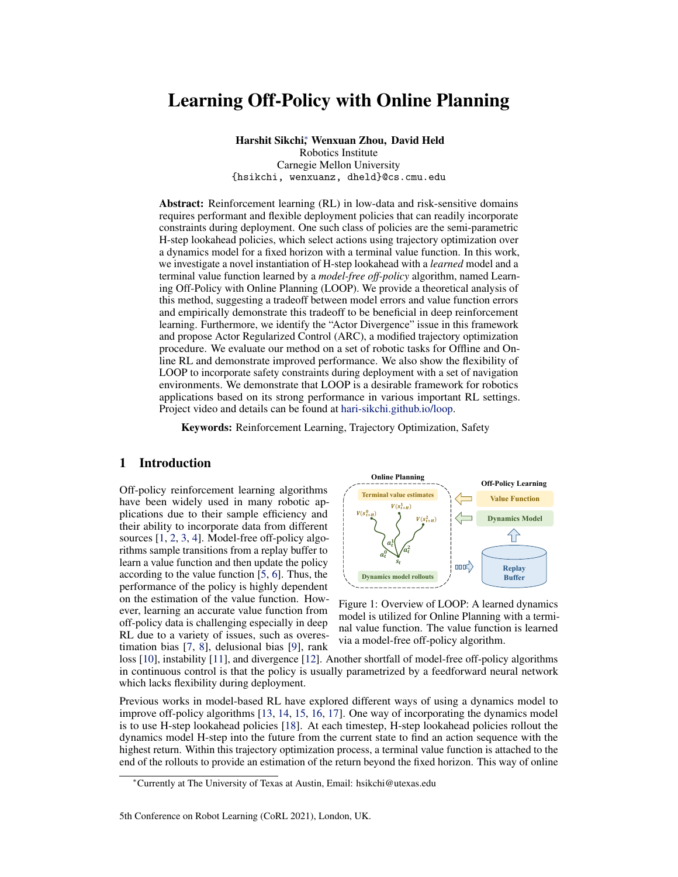# Learning Off-Policy with Online Planning

**Harshit Sikchi**[*], **Wenxuan Zhou**, **David Held**
Robotics Institute
Carnegie Mellon University
{hsikchi, wenxuanz, dheld}@cs.cmu.edu

**Abstract:** Reinforcement learning (RL) in low-data and risk-sensitive domains requires performant and flexible deployment policies that can readily incorporate constraints during deployment. One such class of policies are the semi-parametric H-step lookahead policies, which select actions using trajectory optimization over a dynamics model for a fixed horizon with a terminal value function. In this work, we investigate a novel instantiation of H-step lookahead with a *learned* model and a terminal value function learned by a *model-free off-policy* algorithm, named Learning Off-Policy with Online Planning (LOOP). We provide a theoretical analysis of this method, suggesting a tradeoff between model errors and value function errors and empirically demonstrate this tradeoff to be beneficial in deep reinforcement learning. Furthermore, we identify the "Actor Divergence" issue in this framework and propose Actor Regularized Control (ARC), a modified trajectory optimization procedure. We evaluate our method on a set of robotic tasks for Offline and Online RL and demonstrate improved performance. We also show the flexibility of LOOP to incorporate safety constraints during deployment with a set of navigation environments. We demonstrate that LOOP is a desirable framework for robotics applications based on its strong performance in various important RL settings. Project video and details can be found at hari-sikchi.github.io/loop.

**Keywords:** Reinforcement Learning, Trajectory Optimization, Safety

## 1 Introduction

Off-policy reinforcement learning algorithms have been widely used in many robotic applications due to their sample efficiency and their ability to incorporate data from different sources [1, 2, 3, 4]. Model-free off-policy algorithms sample transitions from a replay buffer to learn a value function and then update the policy according to the value function [5, 6]. Thus, the performance of the policy is highly dependent on the estimation of the value function. However, learning an accurate value function from off-policy data is challenging especially in deep RL due to a variety of issues, such as overestimation bias [7, 8], delusional bias [9], rank loss [10], instability [11], and divergence [12]. Another shortfall of model-free off-policy algorithms in continuous control is that the policy is usually parametrized by a feedforward neural network which lacks flexibility during deployment.

Figure 1: Overview of LOOP: A learned dynamics model is utilized for Online Planning with a terminal value function. The value function is learned via a model-free off-policy algorithm.

Previous works in model-based RL have explored different ways of using a dynamics model to improve off-policy algorithms [13, 14, 15, 16, 17]. One way of incorporating the dynamics model is to use H-step lookahead policies [18]. At each timestep, H-step lookahead policies rollout the dynamics model H-step into the future from the current state to find an action sequence with the highest return. Within this trajectory optimization process, a terminal value function is attached to the end of the rollouts to provide an estimation of the return beyond the fixed horizon. This way of online

[*]Currently at The University of Texas at Austin, Email: hsikchi@utexas.edu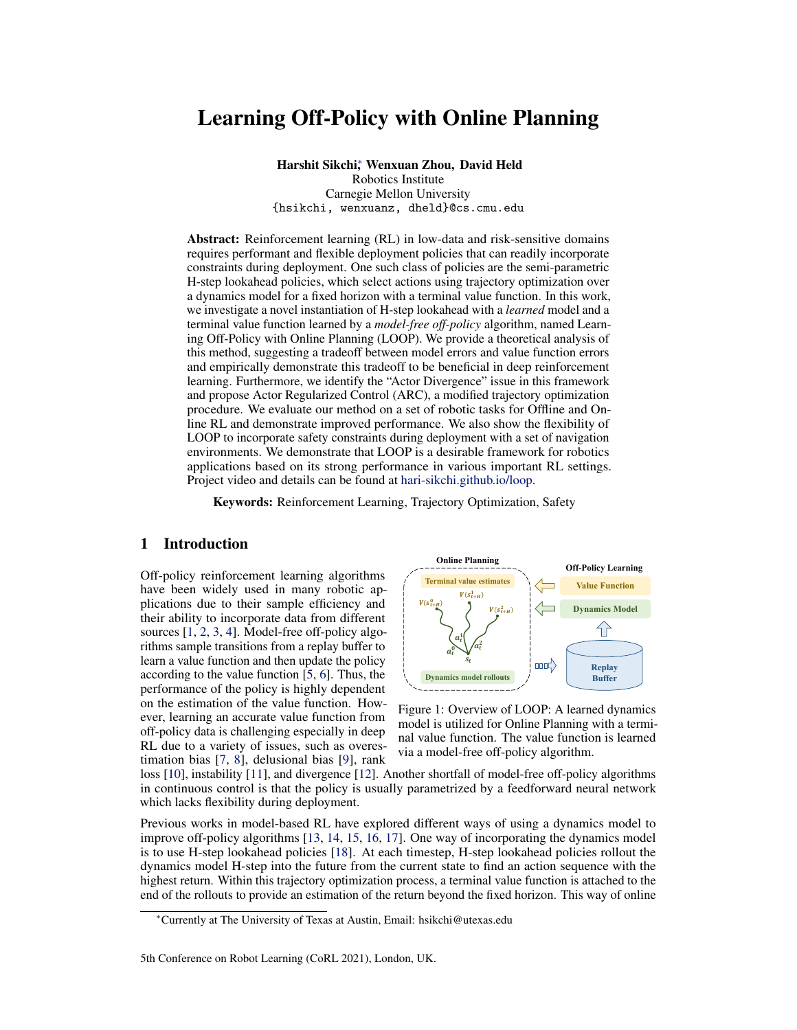# Learning Off-Policy with Online Planning

**Harshit Sikchi**[*], **Wenxuan Zhou**, **David Held**
Robotics Institute
Carnegie Mellon University
{hsikchi, wenxuanz, dheld}@cs.cmu.edu

**Abstract:** Reinforcement learning (RL) in low-data and risk-sensitive domains requires performant and flexible deployment policies that can readily incorporate constraints during deployment. One such class of policies are the semi-parametric H-step lookahead policies, which select actions using trajectory optimization over a dynamics model for a fixed horizon with a terminal value function. In this work, we investigate a novel instantiation of H-step lookahead with a *learned* model and a terminal value function learned by a *model-free off-policy* algorithm, named Learning Off-Policy with Online Planning (LOOP). We provide a theoretical analysis of this method, suggesting a tradeoff between model errors and value function errors and empirically demonstrate this tradeoff to be beneficial in deep reinforcement learning. Furthermore, we identify the "Actor Divergence" issue in this framework and propose Actor Regularized Control (ARC), a modified trajectory optimization procedure. We evaluate our method on a set of robotic tasks for Offline and Online RL and demonstrate improved performance. We also show the flexibility of LOOP to incorporate safety constraints during deployment with a set of navigation environments. We demonstrate that LOOP is a desirable framework for robotics applications based on its strong performance in various important RL settings. Project video and details can be found at hari-sikchi.github.io/loop.

**Keywords:** Reinforcement Learning, Trajectory Optimization, Safety

## 1 Introduction

Off-policy reinforcement learning algorithms have been widely used in many robotic applications due to their sample efficiency and their ability to incorporate data from different sources [1, 2, 3, 4]. Model-free off-policy algorithms sample transitions from a replay buffer to learn a value function and then update the policy according to the value function [5, 6]. Thus, the performance of the policy is highly dependent on the estimation of the value function. However, learning an accurate value function from off-policy data is challenging especially in deep RL due to a variety of issues, such as overestimation bias [7, 8], delusional bias [9], rank loss [10], instability [11], and divergence [12]. Another shortfall of model-free off-policy algorithms in continuous control is that the policy is usually parametrized by a feedforward neural network which lacks flexibility during deployment.

Figure 1: Overview of LOOP: A learned dynamics model is utilized for Online Planning with a terminal value function. The value function is learned via a model-free off-policy algorithm.

Previous works in model-based RL have explored different ways of using a dynamics model to improve off-policy algorithms [13, 14, 15, 16, 17]. One way of incorporating the dynamics model is to use H-step lookahead policies [18]. At each timestep, H-step lookahead policies rollout the dynamics model H-step into the future from the current state to find an action sequence with the highest return. Within this trajectory optimization process, a terminal value function is attached to the end of the rollouts to provide an estimation of the return beyond the fixed horizon. This way of online

[*] Currently at The University of Texas at Austin, Email: hsikchi@utexas.edu

5th Conference on Robot Learning (CoRL 2021), London, UK.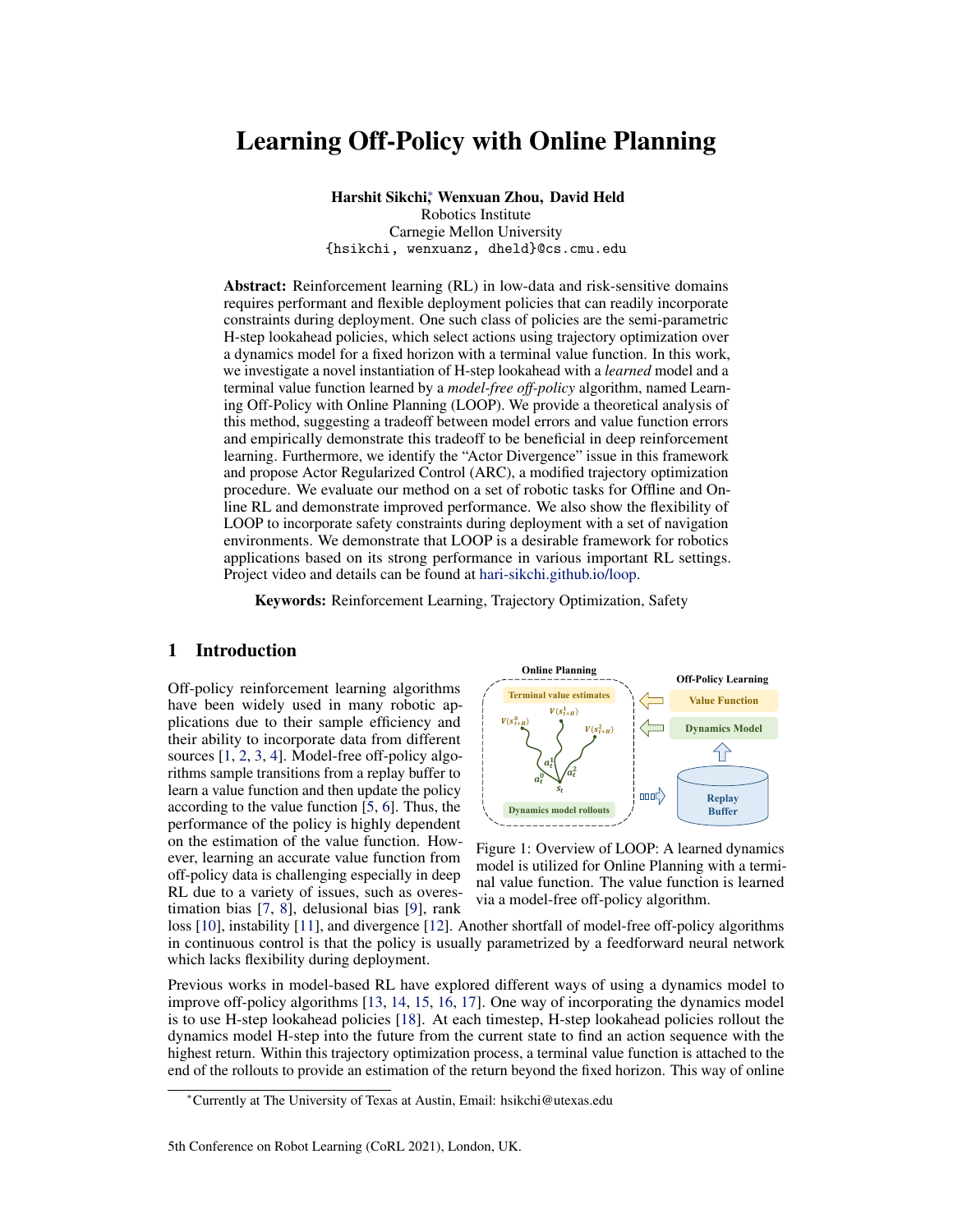# Learning Off-Policy with Online Planning

**Harshit Sikchi**[*], **Wenxuan Zhou**, **David Held**
Robotics Institute
Carnegie Mellon University
{hsikchi, wenxuanz, dheld}@cs.cmu.edu

**Abstract:** Reinforcement learning (RL) in low-data and risk-sensitive domains requires performant and flexible deployment policies that can readily incorporate constraints during deployment. One such class of policies are the semi-parametric H-step lookahead policies, which select actions using trajectory optimization over a dynamics model for a fixed horizon with a terminal value function. In this work, we investigate a novel instantiation of H-step lookahead with a *learned* model and a terminal value function learned by a *model-free off-policy* algorithm, named Learning Off-Policy with Online Planning (LOOP). We provide a theoretical analysis of this method, suggesting a tradeoff between model errors and value function errors and empirically demonstrate this tradeoff to be beneficial in deep reinforcement learning. Furthermore, we identify the "Actor Divergence" issue in this framework and propose Actor Regularized Control (ARC), a modified trajectory optimization procedure. We evaluate our method on a set of robotic tasks for Offline and Online RL and demonstrate improved performance. We also show the flexibility of LOOP to incorporate safety constraints during deployment with a set of navigation environments. We demonstrate that LOOP is a desirable framework for robotics applications based on its strong performance in various important RL settings. Project video and details can be found at hari-sikchi.github.io/loop.

**Keywords:** Reinforcement Learning, Trajectory Optimization, Safety

## 1 Introduction

Off-policy reinforcement learning algorithms have been widely used in many robotic applications due to their sample efficiency and their ability to incorporate data from different sources [1, 2, 3, 4]. Model-free off-policy algorithms sample transitions from a replay buffer to learn a value function and then update the policy according to the value function [5, 6]. Thus, the performance of the policy is highly dependent on the estimation of the value function. However, learning an accurate value function from off-policy data is challenging especially in deep RL due to a variety of issues, such as overestimation bias [7, 8], delusional bias [9], rank loss [10], instability [11], and divergence [12]. Another shortfall of model-free off-policy algorithms in continuous control is that the policy is usually parametrized by a feedforward neural network which lacks flexibility during deployment.

Figure 1: Overview of LOOP: A learned dynamics model is utilized for Online Planning with a terminal value function. The value function is learned via a model-free off-policy algorithm.

Previous works in model-based RL have explored different ways of using a dynamics model to improve off-policy algorithms [13, 14, 15, 16, 17]. One way of incorporating the dynamics model is to use H-step lookahead policies [18]. At each timestep, H-step lookahead policies rollout the dynamics model H-step into the future from the current state to find an action sequence with the highest return. Within this trajectory optimization process, a terminal value function is attached to the end of the rollouts to provide an estimation of the return beyond the fixed horizon. This way of online

[*]Currently at The University of Texas at Austin, Email: hsikchi@utexas.edu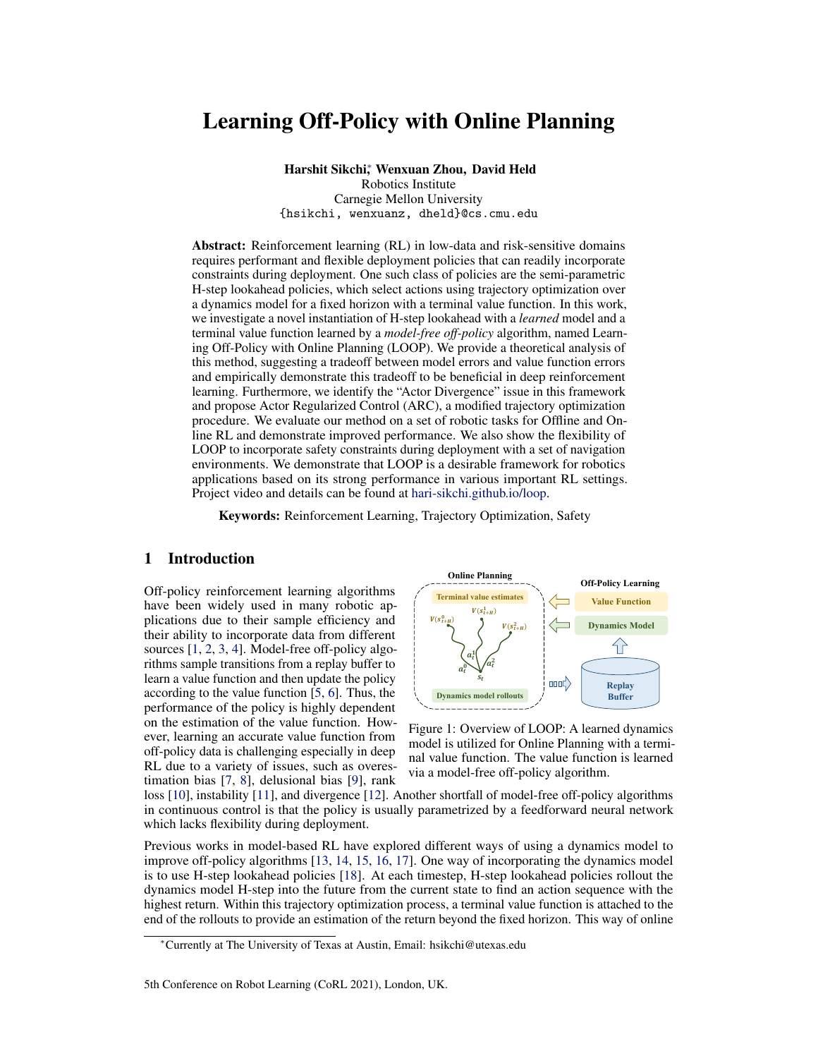# Learning Off-Policy with Online Planning

**Harshit Sikchi**[*] **Wenxuan Zhou, David Held**
Robotics Institute
Carnegie Mellon University
{hsikchi, wenxuanz, dheld}@cs.cmu.edu

**Abstract:** Reinforcement learning (RL) in low-data and risk-sensitive domains requires performant and flexible deployment policies that can readily incorporate constraints during deployment. One such class of policies are the semi-parametric H-step lookahead policies, which select actions using trajectory optimization over a dynamics model for a fixed horizon with a terminal value function. In this work, we investigate a novel instantiation of H-step lookahead with a *learned* model and a terminal value function learned by a *model-free off-policy* algorithm, named Learning Off-Policy with Online Planning (LOOP). We provide a theoretical analysis of this method, suggesting a tradeoff between model errors and value function errors and empirically demonstrate this tradeoff to be beneficial in deep reinforcement learning. Furthermore, we identify the "Actor Divergence" issue in this framework and propose Actor Regularized Control (ARC), a modified trajectory optimization procedure. We evaluate our method on a set of robotic tasks for Offline and Online RL and demonstrate improved performance. We also show the flexibility of LOOP to incorporate safety constraints during deployment with a set of navigation environments. We demonstrate that LOOP is a desirable framework for robotics applications based on its strong performance in various important RL settings. Project video and details can be found at hari-sikchi.github.io/loop.

**Keywords:** Reinforcement Learning, Trajectory Optimization, Safety

## 1 Introduction

Off-policy reinforcement learning algorithms have been widely used in many robotic applications due to their sample efficiency and their ability to incorporate data from different sources [1, 2, 3, 4]. Model-free off-policy algorithms sample transitions from a replay buffer to learn a value function and then update the policy according to the value function [5, 6]. Thus, the performance of the policy is highly dependent on the estimation of the value function. However, learning an accurate value function from off-policy data is challenging especially in deep RL due to a variety of issues, such as overestimation bias [7, 8], delusional bias [9], rank loss [10], instability [11], and divergence [12]. Another shortfall of model-free off-policy algorithms in continuous control is that the policy is usually parametrized by a feedforward neural network which lacks flexibility during deployment.

Figure 1: Overview of LOOP: A learned dynamics model is utilized for Online Planning with a terminal value function. The value function is learned via a model-free off-policy algorithm.

Previous works in model-based RL have explored different ways of using a dynamics model to improve off-policy algorithms [13, 14, 15, 16, 17]. One way of incorporating the dynamics model is to use H-step lookahead policies [18]. At each timestep, H-step lookahead policies rollout the dynamics model H-step into the future from the current state to find an action sequence with the highest return. Within this trajectory optimization process, a terminal value function is attached to the end of the rollouts to provide an estimation of the return beyond the fixed horizon. This way of online

[*]Currently at The University of Texas at Austin, Email: hsikchi@utexas.edu

5th Conference on Robot Learning (CoRL 2021), London, UK.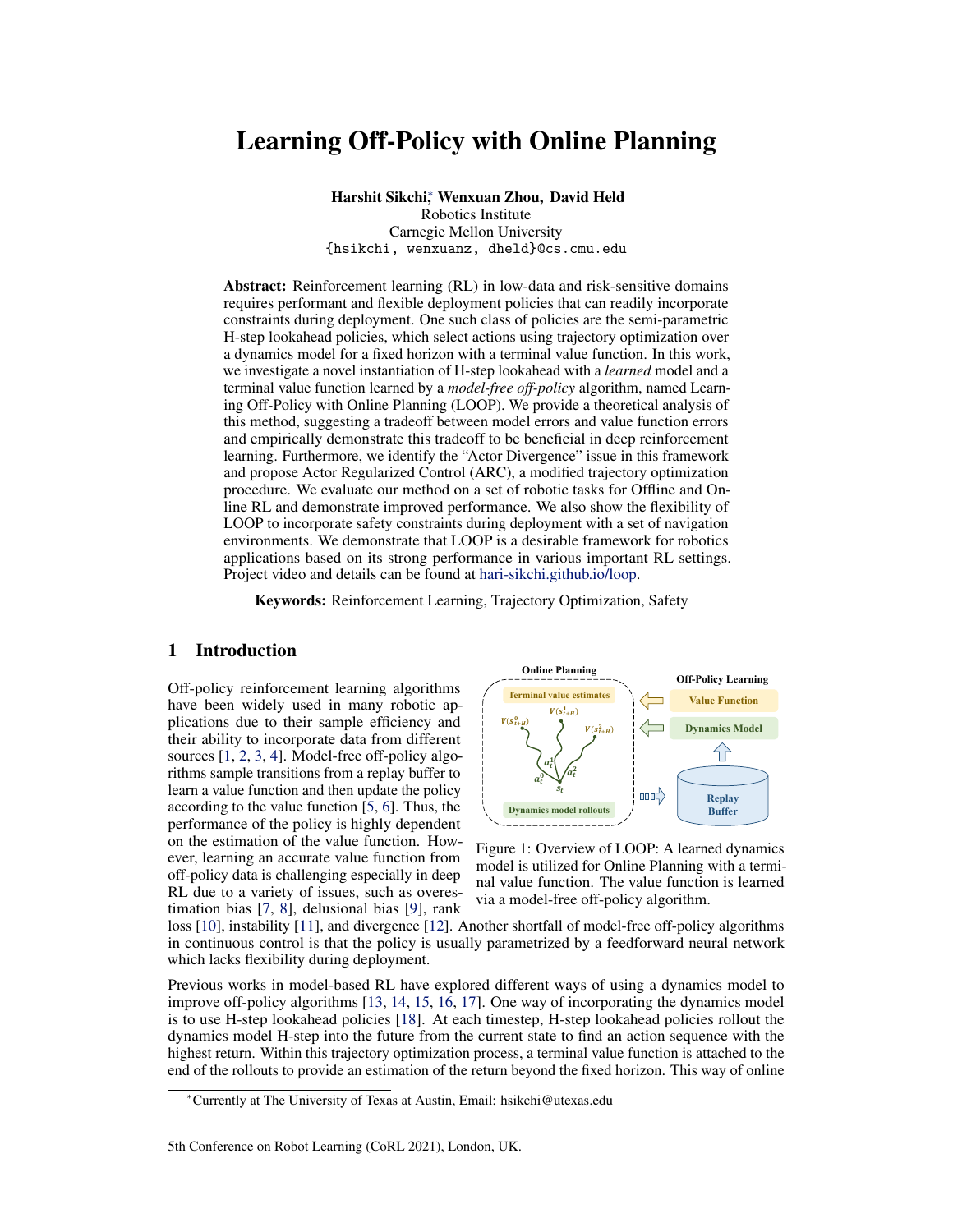# Learning Off-Policy with Online Planning

**Harshit Sikchi*, Wenxuan Zhou, David Held**
Robotics Institute
Carnegie Mellon University
`{hsikchi, wenxuanz, dheld}@cs.cmu.edu`

**Abstract:** Reinforcement learning (RL) in low-data and risk-sensitive domains requires performant and flexible deployment policies that can readily incorporate constraints during deployment. One such class of policies are the semi-parametric H-step lookahead policies, which select actions using trajectory optimization over a dynamics model for a fixed horizon with a terminal value function. In this work, we investigate a novel instantiation of H-step lookahead with a *learned* model and a terminal value function learned by a *model-free off-policy* algorithm, named Learning Off-Policy with Online Planning (LOOP). We provide a theoretical analysis of this method, suggesting a tradeoff between model errors and value function errors and empirically demonstrate this tradeoff to be beneficial in deep reinforcement learning. Furthermore, we identify the "Actor Divergence" issue in this framework and propose Actor Regularized Control (ARC), a modified trajectory optimization procedure. We evaluate our method on a set of robotic tasks for Offline and Online RL and demonstrate improved performance. We also show the flexibility of LOOP to incorporate safety constraints during deployment with a set of navigation environments. We demonstrate that LOOP is a desirable framework for robotics applications based on its strong performance in various important RL settings. Project video and details can be found at hari-sikchi.github.io/loop.

**Keywords:** Reinforcement Learning, Trajectory Optimization, Safety

## 1 Introduction

Off-policy reinforcement learning algorithms have been widely used in many robotic applications due to their sample efficiency and their ability to incorporate data from different sources [1, 2, 3, 4]. Model-free off-policy algorithms sample transitions from a replay buffer to learn a value function and then update the policy according to the value function [5, 6]. Thus, the performance of the policy is highly dependent on the estimation of the value function. However, learning an accurate value function from off-policy data is challenging especially in deep RL due to a variety of issues, such as overestimation bias [7, 8], delusional bias [9], rank loss [10], instability [11], and divergence [12]. Another shortfall of model-free off-policy algorithms in continuous control is that the policy is usually parametrized by a feedforward neural network which lacks flexibility during deployment.

Figure 1: Overview of LOOP: A learned dynamics model is utilized for Online Planning with a terminal value function. The value function is learned via a model-free off-policy algorithm.

Previous works in model-based RL have explored different ways of using a dynamics model to improve off-policy algorithms [13, 14, 15, 16, 17]. One way of incorporating the dynamics model is to use H-step lookahead policies [18]. At each timestep, H-step lookahead policies rollout the dynamics model H-step into the future from the current state to find an action sequence with the highest return. Within this trajectory optimization process, a terminal value function is attached to the end of the rollouts to provide an estimation of the return beyond the fixed horizon. This way of online

*Currently at The University of Texas at Austin, Email: hsikchi@utexas.edu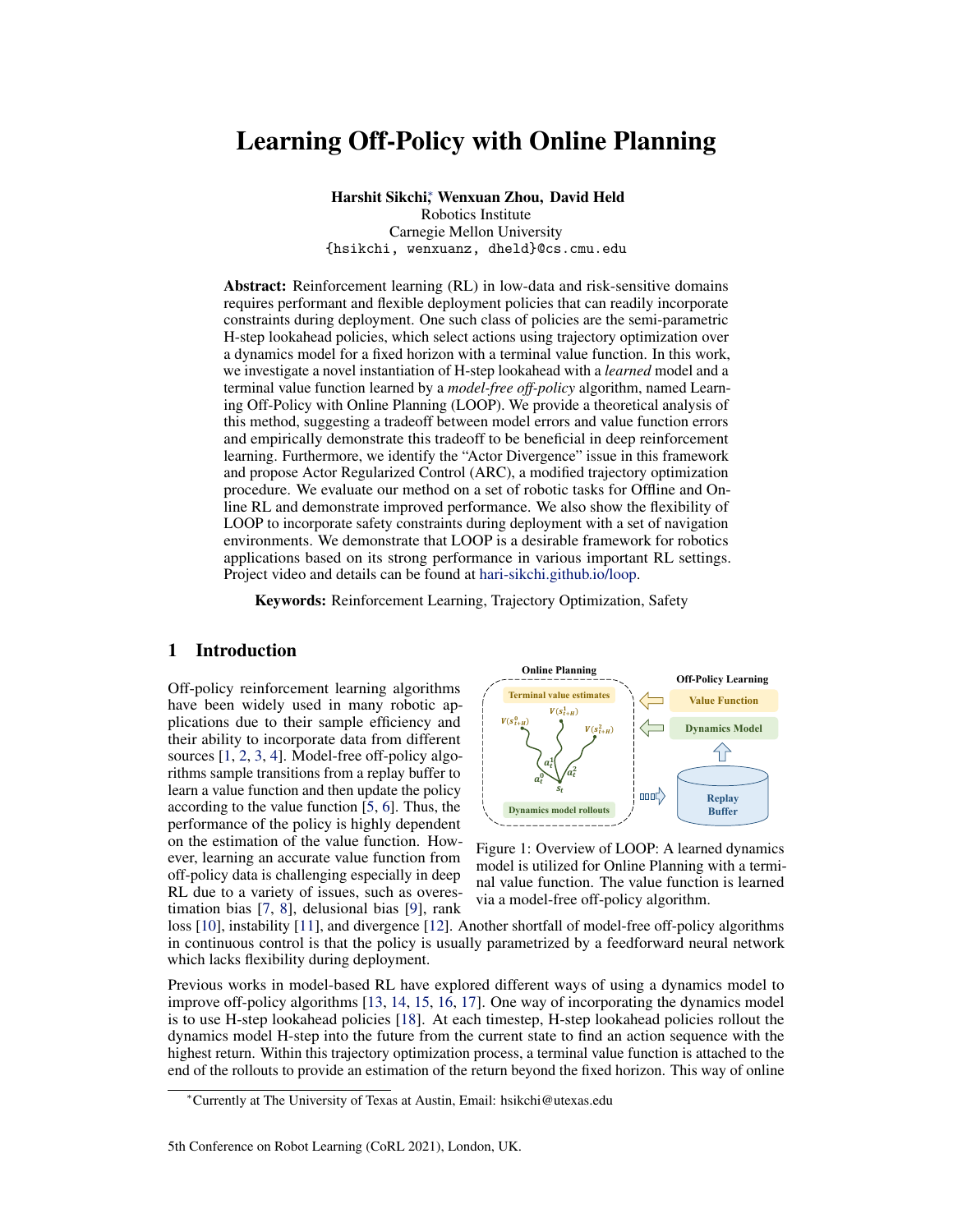# Learning Off-Policy with Online Planning

**Harshit Sikchi**[*], **Wenxuan Zhou**, **David Held**
Robotics Institute
Carnegie Mellon University
{hsikchi, wenxuanz, dheld}@cs.cmu.edu

**Abstract:** Reinforcement learning (RL) in low-data and risk-sensitive domains requires performant and flexible deployment policies that can readily incorporate constraints during deployment. One such class of policies are the semi-parametric H-step lookahead policies, which select actions using trajectory optimization over a dynamics model for a fixed horizon with a terminal value function. In this work, we investigate a novel instantiation of H-step lookahead with a *learned* model and a terminal value function learned by a *model-free off-policy* algorithm, named Learning Off-Policy with Online Planning (LOOP). We provide a theoretical analysis of this method, suggesting a tradeoff between model errors and value function errors and empirically demonstrate this tradeoff to be beneficial in deep reinforcement learning. Furthermore, we identify the "Actor Divergence" issue in this framework and propose Actor Regularized Control (ARC), a modified trajectory optimization procedure. We evaluate our method on a set of robotic tasks for Offline and Online RL and demonstrate improved performance. We also show the flexibility of LOOP to incorporate safety constraints during deployment with a set of navigation environments. We demonstrate that LOOP is a desirable framework for robotics applications based on its strong performance in various important RL settings. Project video and details can be found at hari-sikchi.github.io/loop.

**Keywords:** Reinforcement Learning, Trajectory Optimization, Safety

## 1 Introduction

Off-policy reinforcement learning algorithms have been widely used in many robotic applications due to their sample efficiency and their ability to incorporate data from different sources [1, 2, 3, 4]. Model-free off-policy algorithms sample transitions from a replay buffer to learn a value function and then update the policy according to the value function [5, 6]. Thus, the performance of the policy is highly dependent on the estimation of the value function. However, learning an accurate value function from off-policy data is challenging especially in deep RL due to a variety of issues, such as overestimation bias [7, 8], delusional bias [9], rank loss [10], instability [11], and divergence [12]. Another shortfall of model-free off-policy algorithms in continuous control is that the policy is usually parametrized by a feedforward neural network which lacks flexibility during deployment.

Figure 1: Overview of LOOP: A learned dynamics model is utilized for Online Planning with a terminal value function. The value function is learned via a model-free off-policy algorithm.

Previous works in model-based RL have explored different ways of using a dynamics model to improve off-policy algorithms [13, 14, 15, 16, 17]. One way of incorporating the dynamics model is to use H-step lookahead policies [18]. At each timestep, H-step lookahead policies rollout the dynamics model H-step into the future from the current state to find an action sequence with the highest return. Within this trajectory optimization process, a terminal value function is attached to the end of the rollouts to provide an estimation of the return beyond the fixed horizon. This way of online

[*]Currently at The University of Texas at Austin, Email: hsikchi@utexas.edu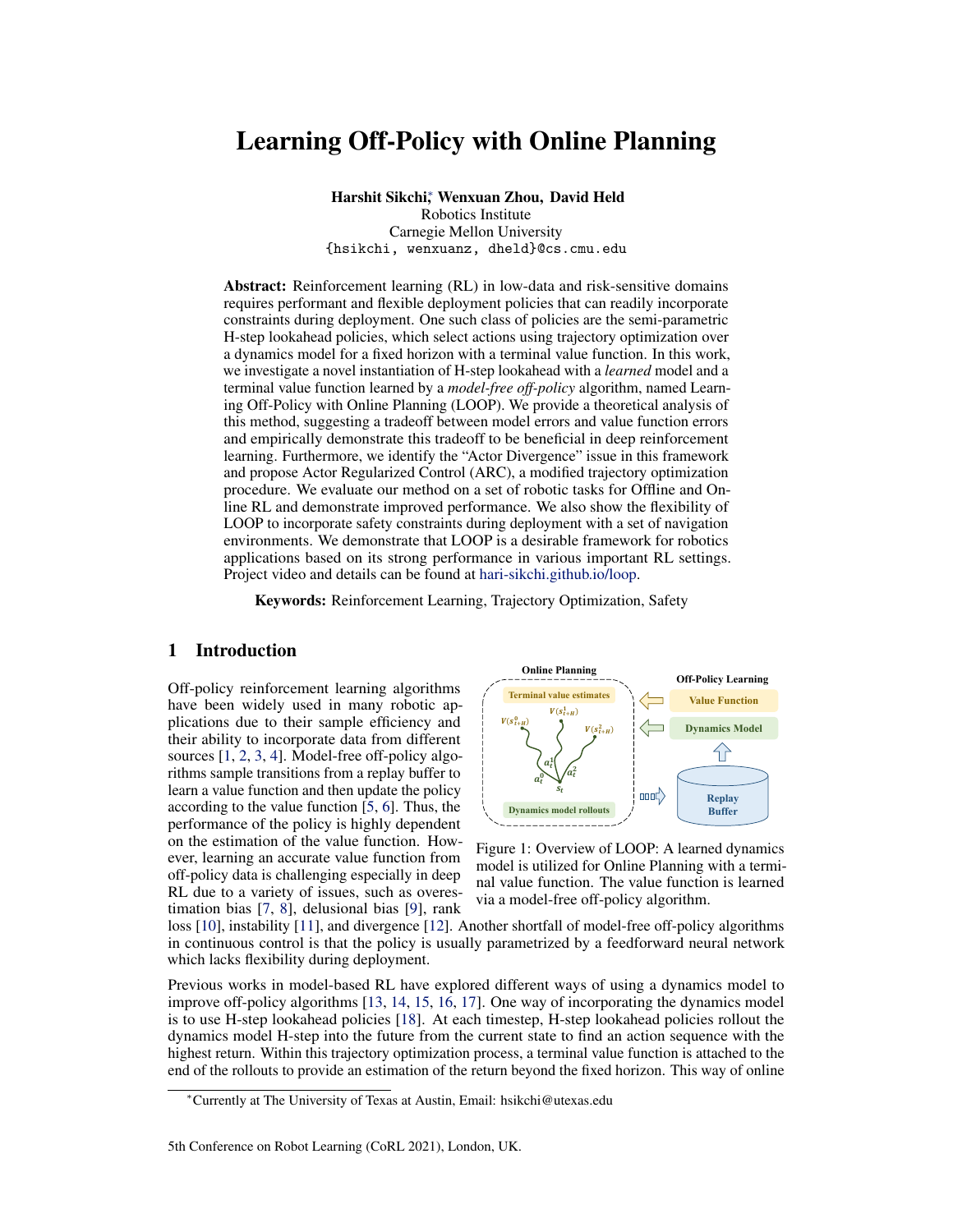# Learning Off-Policy with Online Planning

**Harshit Sikchi**[*] **Wenxuan Zhou, David Held**
Robotics Institute
Carnegie Mellon University
{hsikchi, wenxuanz, dheld}@cs.cmu.edu

**Abstract:** Reinforcement learning (RL) in low-data and risk-sensitive domains requires performant and flexible deployment policies that can readily incorporate constraints during deployment. One such class of policies are the semi-parametric H-step lookahead policies, which select actions using trajectory optimization over a dynamics model for a fixed horizon with a terminal value function. In this work, we investigate a novel instantiation of H-step lookahead with a *learned* model and a terminal value function learned by a *model-free off-policy* algorithm, named Learning Off-Policy with Online Planning (LOOP). We provide a theoretical analysis of this method, suggesting a tradeoff between model errors and value function errors and empirically demonstrate this tradeoff to be beneficial in deep reinforcement learning. Furthermore, we identify the "Actor Divergence" issue in this framework and propose Actor Regularized Control (ARC), a modified trajectory optimization procedure. We evaluate our method on a set of robotic tasks for Offline and Online RL and demonstrate improved performance. We also show the flexibility of LOOP to incorporate safety constraints during deployment with a set of navigation environments. We demonstrate that LOOP is a desirable framework for robotics applications based on its strong performance in various important RL settings. Project video and details can be found at hari-sikchi.github.io/loop.

**Keywords:** Reinforcement Learning, Trajectory Optimization, Safety

## 1 Introduction

Off-policy reinforcement learning algorithms have been widely used in many robotic applications due to their sample efficiency and their ability to incorporate data from different sources [1, 2, 3, 4]. Model-free off-policy algorithms sample transitions from a replay buffer to learn a value function and then update the policy according to the value function [5, 6]. Thus, the performance of the policy is highly dependent on the estimation of the value function. However, learning an accurate value function from off-policy data is challenging especially in deep RL due to a variety of issues, such as overestimation bias [7, 8], delusional bias [9], rank loss [10], instability [11], and divergence [12]. Another shortfall of model-free off-policy algorithms in continuous control is that the policy is usually parametrized by a feedforward neural network which lacks flexibility during deployment.

Figure 1: Overview of LOOP: A learned dynamics model is utilized for Online Planning with a terminal value function. The value function is learned via a model-free off-policy algorithm.

Previous works in model-based RL have explored different ways of using a dynamics model to improve off-policy algorithms [13, 14, 15, 16, 17]. One way of incorporating the dynamics model is to use H-step lookahead policies [18]. At each timestep, H-step lookahead policies rollout the dynamics model H-step into the future from the current state to find an action sequence with the highest return. Within this trajectory optimization process, a terminal value function is attached to the end of the rollouts to provide an estimation of the return beyond the fixed horizon. This way of online

[*] Currently at The University of Texas at Austin, Email: hsikchi@utexas.edu

5th Conference on Robot Learning (CoRL 2021), London, UK.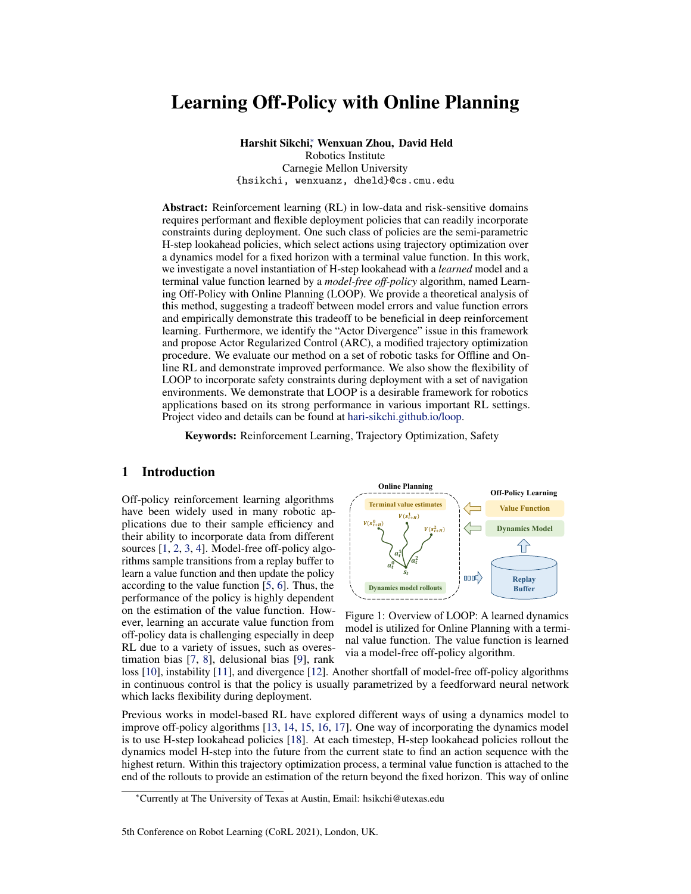# Learning Off-Policy with Online Planning

**Harshit Sikchi**[*] **Wenxuan Zhou, David Held**
Robotics Institute
Carnegie Mellon University
{hsikchi, wenxuanz, dheld}@cs.cmu.edu

**Abstract:** Reinforcement learning (RL) in low-data and risk-sensitive domains requires performant and flexible deployment policies that can readily incorporate constraints during deployment. One such class of policies are the semi-parametric H-step lookahead policies, which select actions using trajectory optimization over a dynamics model for a fixed horizon with a terminal value function. In this work, we investigate a novel instantiation of H-step lookahead with a *learned* model and a terminal value function learned by a *model-free off-policy* algorithm, named Learning Off-Policy with Online Planning (LOOP). We provide a theoretical analysis of this method, suggesting a tradeoff between model errors and value function errors and empirically demonstrate this tradeoff to be beneficial in deep reinforcement learning. Furthermore, we identify the "Actor Divergence" issue in this framework and propose Actor Regularized Control (ARC), a modified trajectory optimization procedure. We evaluate our method on a set of robotic tasks for Offline and Online RL and demonstrate improved performance. We also show the flexibility of LOOP to incorporate safety constraints during deployment with a set of navigation environments. We demonstrate that LOOP is a desirable framework for robotics applications based on its strong performance in various important RL settings. Project video and details can be found at hari-sikchi.github.io/loop.

**Keywords:** Reinforcement Learning, Trajectory Optimization, Safety

## 1 Introduction

Off-policy reinforcement learning algorithms have been widely used in many robotic applications due to their sample efficiency and their ability to incorporate data from different sources [1, 2, 3, 4]. Model-free off-policy algorithms sample transitions from a replay buffer to learn a value function and then update the policy according to the value function [5, 6]. Thus, the performance of the policy is highly dependent on the estimation of the value function. However, learning an accurate value function from off-policy data is challenging especially in deep RL due to a variety of issues, such as overestimation bias [7, 8], delusional bias [9], rank loss [10], instability [11], and divergence [12]. Another shortfall of model-free off-policy algorithms in continuous control is that the policy is usually parametrized by a feedforward neural network which lacks flexibility during deployment.

Figure 1: Overview of LOOP: A learned dynamics model is utilized for Online Planning with a terminal value function. The value function is learned via a model-free off-policy algorithm.

Previous works in model-based RL have explored different ways of using a dynamics model to improve off-policy algorithms [13, 14, 15, 16, 17]. One way of incorporating the dynamics model is to use H-step lookahead policies [18]. At each timestep, H-step lookahead policies rollout the dynamics model H-step into the future from the current state to find an action sequence with the highest return. Within this trajectory optimization process, a terminal value function is attached to the end of the rollouts to provide an estimation of the return beyond the fixed horizon. This way of online

[*]Currently at The University of Texas at Austin, Email: hsikchi@utexas.edu

5th Conference on Robot Learning (CoRL 2021), London, UK.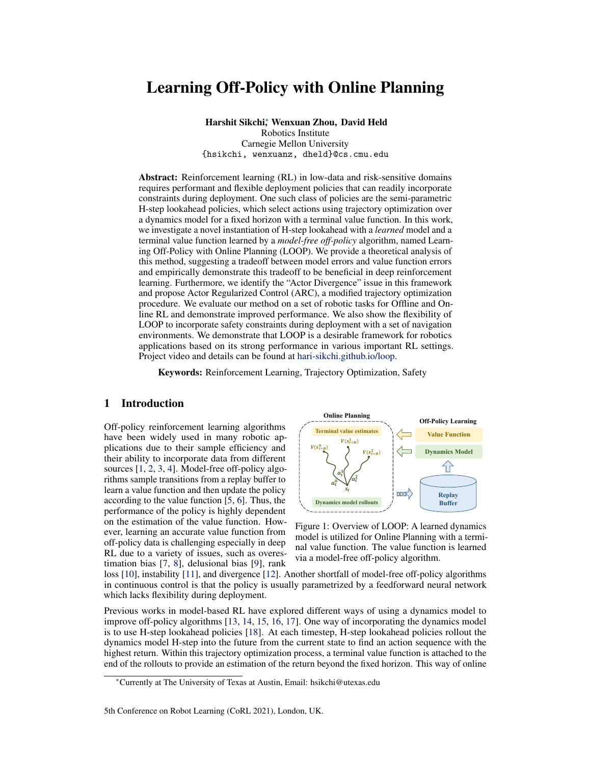# Learning Off-Policy with Online Planning

**Harshit Sikchi**[*] **Wenxuan Zhou, David Held**
Robotics Institute
Carnegie Mellon University
{hsikchi, wenxuanz, dheld}@cs.cmu.edu

**Abstract:** Reinforcement learning (RL) in low-data and risk-sensitive domains requires performant and flexible deployment policies that can readily incorporate constraints during deployment. One such class of policies are the semi-parametric H-step lookahead policies, which select actions using trajectory optimization over a dynamics model for a fixed horizon with a terminal value function. In this work, we investigate a novel instantiation of H-step lookahead with a *learned* model and a terminal value function learned by a *model-free off-policy* algorithm, named Learning Off-Policy with Online Planning (LOOP). We provide a theoretical analysis of this method, suggesting a tradeoff between model errors and value function errors and empirically demonstrate this tradeoff to be beneficial in deep reinforcement learning. Furthermore, we identify the "Actor Divergence" issue in this framework and propose Actor Regularized Control (ARC), a modified trajectory optimization procedure. We evaluate our method on a set of robotic tasks for Offline and Online RL and demonstrate improved performance. We also show the flexibility of LOOP to incorporate safety constraints during deployment with a set of navigation environments. We demonstrate that LOOP is a desirable framework for robotics applications based on its strong performance in various important RL settings. Project video and details can be found at hari-sikchi.github.io/loop.

**Keywords:** Reinforcement Learning, Trajectory Optimization, Safety

## 1 Introduction

Off-policy reinforcement learning algorithms have been widely used in many robotic applications due to their sample efficiency and their ability to incorporate data from different sources [1, 2, 3, 4]. Model-free off-policy algorithms sample transitions from a replay buffer to learn a value function and then update the policy according to the value function [5, 6]. Thus, the performance of the policy is highly dependent on the estimation of the value function. However, learning an accurate value function from off-policy data is challenging especially in deep RL due to a variety of issues, such as overestimation bias [7, 8], delusional bias [9], rank loss [10], instability [11], and divergence [12]. Another shortfall of model-free off-policy algorithms in continuous control is that the policy is usually parametrized by a feedforward neural network which lacks flexibility during deployment.

Figure 1: Overview of LOOP: A learned dynamics model is utilized for Online Planning with a terminal value function. The value function is learned via a model-free off-policy algorithm.

Previous works in model-based RL have explored different ways of using a dynamics model to improve off-policy algorithms [13, 14, 15, 16, 17]. One way of incorporating the dynamics model is to use H-step lookahead policies [18]. At each timestep, H-step lookahead policies rollout the dynamics model H-step into the future from the current state to find an action sequence with the highest return. Within this trajectory optimization process, a terminal value function is attached to the end of the rollouts to provide an estimation of the return beyond the fixed horizon. This way of online

[*] Currently at The University of Texas at Austin, Email: hsikchi@utexas.edu

5th Conference on Robot Learning (CoRL 2021), London, UK.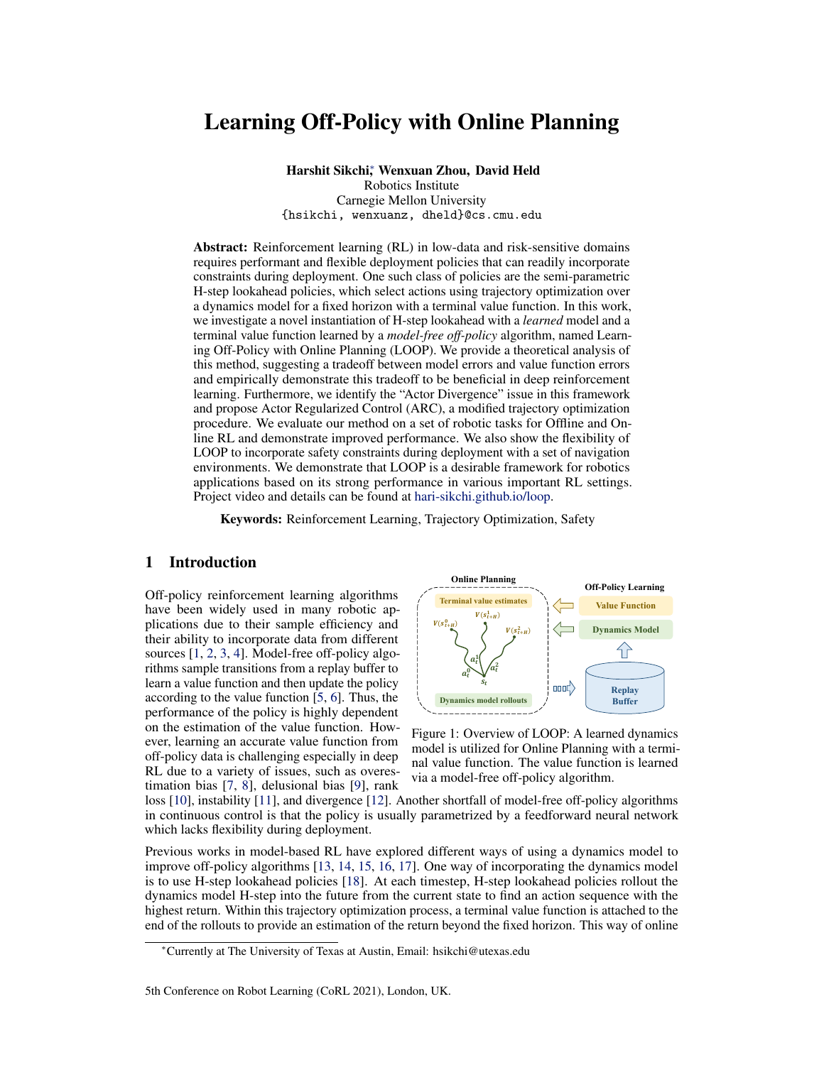# Learning Off-Policy with Online Planning

**Harshit Sikchi**[*] **Wenxuan Zhou, David Held**
Robotics Institute
Carnegie Mellon University
{hsikchi, wenxuanz, dheld}@cs.cmu.edu

**Abstract:** Reinforcement learning (RL) in low-data and risk-sensitive domains requires performant and flexible deployment policies that can readily incorporate constraints during deployment. One such class of policies are the semi-parametric H-step lookahead policies, which select actions using trajectory optimization over a dynamics model for a fixed horizon with a terminal value function. In this work, we investigate a novel instantiation of H-step lookahead with a *learned* model and a terminal value function learned by a *model-free off-policy* algorithm, named Learning Off-Policy with Online Planning (LOOP). We provide a theoretical analysis of this method, suggesting a tradeoff between model errors and value function errors and empirically demonstrate this tradeoff to be beneficial in deep reinforcement learning. Furthermore, we identify the "Actor Divergence" issue in this framework and propose Actor Regularized Control (ARC), a modified trajectory optimization procedure. We evaluate our method on a set of robotic tasks for Offline and Online RL and demonstrate improved performance. We also show the flexibility of LOOP to incorporate safety constraints during deployment with a set of navigation environments. We demonstrate that LOOP is a desirable framework for robotics applications based on its strong performance in various important RL settings. Project video and details can be found at hari-sikchi.github.io/loop.

**Keywords:** Reinforcement Learning, Trajectory Optimization, Safety

## 1 Introduction

Off-policy reinforcement learning algorithms have been widely used in many robotic applications due to their sample efficiency and their ability to incorporate data from different sources [1, 2, 3, 4]. Model-free off-policy algorithms sample transitions from a replay buffer to learn a value function and then update the policy according to the value function [5, 6]. Thus, the performance of the policy is highly dependent on the estimation of the value function. However, learning an accurate value function from off-policy data is challenging especially in deep RL due to a variety of issues, such as overestimation bias [7, 8], delusional bias [9], rank loss [10], instability [11], and divergence [12]. Another shortfall of model-free off-policy algorithms in continuous control is that the policy is usually parametrized by a feedforward neural network which lacks flexibility during deployment.

Figure 1: Overview of LOOP: A learned dynamics model is utilized for Online Planning with a terminal value function. The value function is learned via a model-free off-policy algorithm.

Previous works in model-based RL have explored different ways of using a dynamics model to improve off-policy algorithms [13, 14, 15, 16, 17]. One way of incorporating the dynamics model is to use H-step lookahead policies [18]. At each timestep, H-step lookahead policies rollout the dynamics model H-step into the future from the current state to find an action sequence with the highest return. Within this trajectory optimization process, a terminal value function is attached to the end of the rollouts to provide an estimation of the return beyond the fixed horizon. This way of online

[*]Currently at The University of Texas at Austin, Email: hsikchi@utexas.edu

5th Conference on Robot Learning (CoRL 2021), London, UK.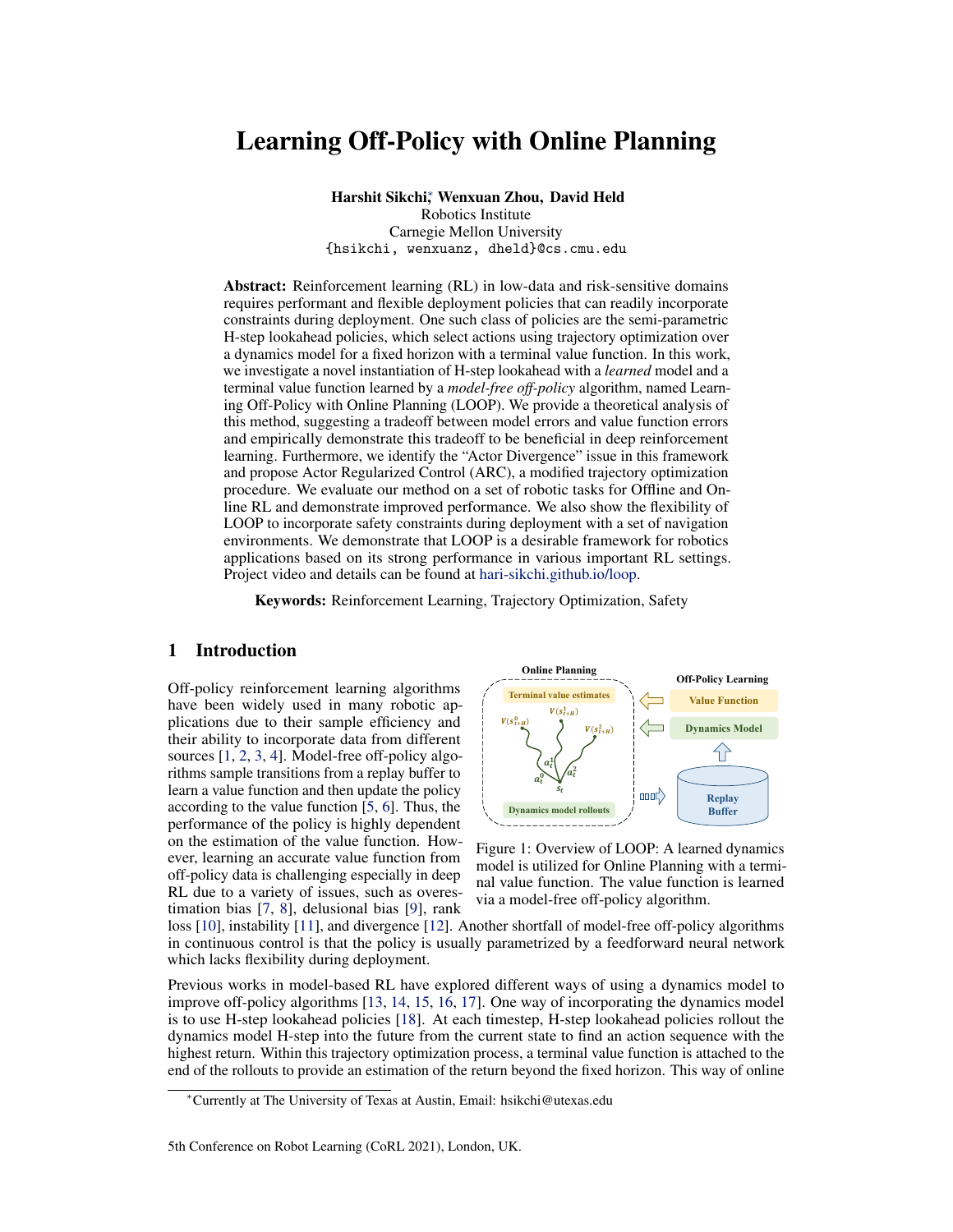# Learning Off-Policy with Online Planning

**Harshit Sikchi**[*], **Wenxuan Zhou**, **David Held**
Robotics Institute
Carnegie Mellon University
{hsikchi, wenxuanz, dheld}@cs.cmu.edu

**Abstract:** Reinforcement learning (RL) in low-data and risk-sensitive domains requires performant and flexible deployment policies that can readily incorporate constraints during deployment. One such class of policies are the semi-parametric H-step lookahead policies, which select actions using trajectory optimization over a dynamics model for a fixed horizon with a terminal value function. In this work, we investigate a novel instantiation of H-step lookahead with a *learned* model and a terminal value function learned by a *model-free off-policy* algorithm, named Learning Off-Policy with Online Planning (LOOP). We provide a theoretical analysis of this method, suggesting a tradeoff between model errors and value function errors and empirically demonstrate this tradeoff to be beneficial in deep reinforcement learning. Furthermore, we identify the "Actor Divergence" issue in this framework and propose Actor Regularized Control (ARC), a modified trajectory optimization procedure. We evaluate our method on a set of robotic tasks for Offline and Online RL and demonstrate improved performance. We also show the flexibility of LOOP to incorporate safety constraints during deployment with a set of navigation environments. We demonstrate that LOOP is a desirable framework for robotics applications based on its strong performance in various important RL settings. Project video and details can be found at hari-sikchi.github.io/loop.

**Keywords:** Reinforcement Learning, Trajectory Optimization, Safety

## 1 Introduction

Off-policy reinforcement learning algorithms have been widely used in many robotic applications due to their sample efficiency and their ability to incorporate data from different sources [1, 2, 3, 4]. Model-free off-policy algorithms sample transitions from a replay buffer to learn a value function and then update the policy according to the value function [5, 6]. Thus, the performance of the policy is highly dependent on the estimation of the value function. However, learning an accurate value function from off-policy data is challenging especially in deep RL due to a variety of issues, such as overestimation bias [7, 8], delusional bias [9], rank loss [10], instability [11], and divergence [12]. Another shortfall of model-free off-policy algorithms in continuous control is that the policy is usually parametrized by a feedforward neural network which lacks flexibility during deployment.

Online Planning

Off-Policy Learning

Terminal value estimates

Value Function

Dynamics Model

Dynamics model rollouts

Replay Buffer

Figure 1: Overview of LOOP: A learned dynamics model is utilized for Online Planning with a terminal value function. The value function is learned via a model-free off-policy algorithm.

Previous works in model-based RL have explored different ways of using a dynamics model to improve off-policy algorithms [13, 14, 15, 16, 17]. One way of incorporating the dynamics model is to use H-step lookahead policies [18]. At each timestep, H-step lookahead policies rollout the dynamics model H-step into the future from the current state to find an action sequence with the highest return. Within this trajectory optimization process, a terminal value function is attached to the end of the rollouts to provide an estimation of the return beyond the fixed horizon. This way of online

[*]Currently at The University of Texas at Austin, Email: hsikchi@utexas.edu

5th Conference on Robot Learning (CoRL 2021), London, UK.